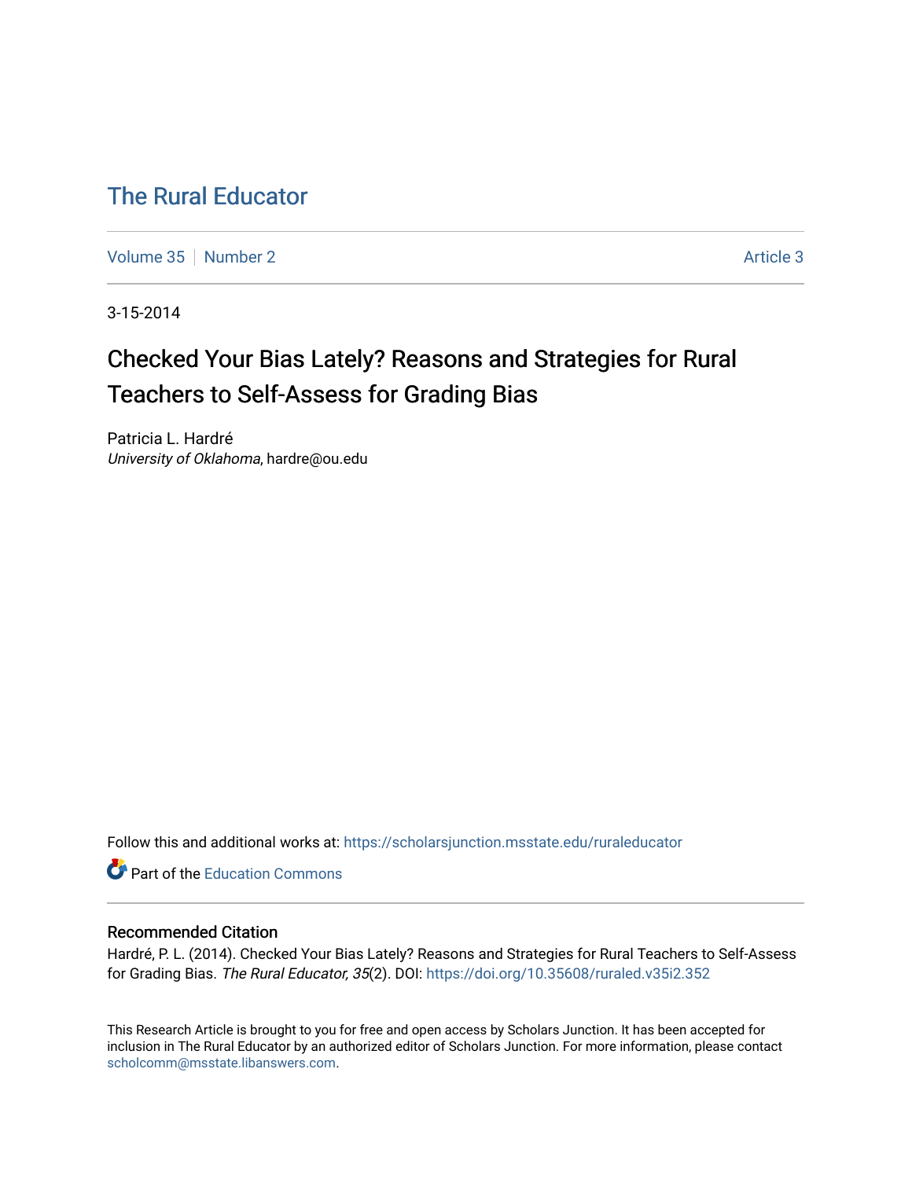# The Rural Educator

Volume 35 | Number 2 | Article 3

3-15-2014

## Checked Your Bias Lately? Reasons and Strategies for Rural Teachers to Self-Assess for Grading Bias

Patricia L. Hardré
*University of Oklahoma*, hardre@ou.edu

Follow this and additional works at: https://scholarsjunction.msstate.edu/ruraleducator

Part of the Education Commons

### Recommended Citation

Hardré, P. L. (2014). Checked Your Bias Lately? Reasons and Strategies for Rural Teachers to Self-Assess for Grading Bias. *The Rural Educator, 35*(2). DOI: https://doi.org/10.35608/ruraled.v35i2.352

This Research Article is brought to you for free and open access by Scholars Junction. It has been accepted for inclusion in The Rural Educator by an authorized editor of Scholars Junction. For more information, please contact scholcomm@msstate.libanswers.com.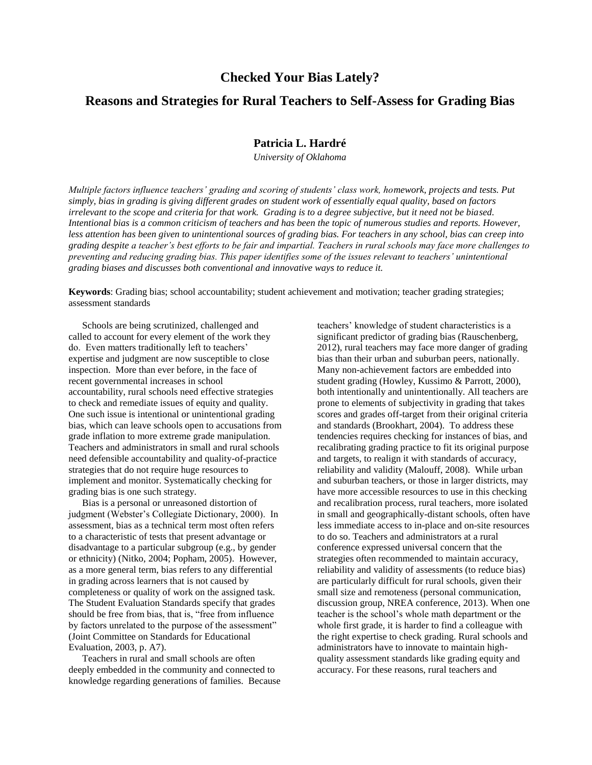# Checked Your Bias Lately?

## Reasons and Strategies for Rural Teachers to Self-Assess for Grading Bias

**Patricia L. Hardré**

*University of Oklahoma*

*Multiple factors influence teachers' grading and scoring of students' class work, homework, projects and tests. Put simply, bias in grading is giving different grades on student work of essentially equal quality, based on factors irrelevant to the scope and criteria for that work. Grading is to a degree subjective, but it need not be biased. Intentional bias is a common criticism of teachers and has been the topic of numerous studies and reports. However, less attention has been given to unintentional sources of grading bias. For teachers in any school, bias can creep into grading despite a teacher's best efforts to be fair and impartial. Teachers in rural schools may face more challenges to preventing and reducing grading bias. This paper identifies some of the issues relevant to teachers' unintentional grading biases and discusses both conventional and innovative ways to reduce it.*

**Keywords**: Grading bias; school accountability; student achievement and motivation; teacher grading strategies; assessment standards

Schools are being scrutinized, challenged and called to account for every element of the work they do. Even matters traditionally left to teachers' expertise and judgment are now susceptible to close inspection. More than ever before, in the face of recent governmental increases in school accountability, rural schools need effective strategies to check and remediate issues of equity and quality. One such issue is intentional or unintentional grading bias, which can leave schools open to accusations from grade inflation to more extreme grade manipulation. Teachers and administrators in small and rural schools need defensible accountability and quality-of-practice strategies that do not require huge resources to implement and monitor. Systematically checking for grading bias is one such strategy.

Bias is a personal or unreasoned distortion of judgment (Webster's Collegiate Dictionary, 2000). In assessment, bias as a technical term most often refers to a characteristic of tests that present advantage or disadvantage to a particular subgroup (e.g., by gender or ethnicity) (Nitko, 2004; Popham, 2005). However, as a more general term, bias refers to any differential in grading across learners that is not caused by completeness or quality of work on the assigned task. The Student Evaluation Standards specify that grades should be free from bias, that is, "free from influence by factors unrelated to the purpose of the assessment" (Joint Committee on Standards for Educational Evaluation, 2003, p. A7).

Teachers in rural and small schools are often deeply embedded in the community and connected to knowledge regarding generations of families. Because teachers' knowledge of student characteristics is a significant predictor of grading bias (Rauschenberg, 2012), rural teachers may face more danger of grading bias than their urban and suburban peers, nationally. Many non-achievement factors are embedded into student grading (Howley, Kussimo & Parrott, 2000), both intentionally and unintentionally. All teachers are prone to elements of subjectivity in grading that takes scores and grades off-target from their original criteria and standards (Brookhart, 2004). To address these tendencies requires checking for instances of bias, and recalibrating grading practice to fit its original purpose and targets, to realign it with standards of accuracy, reliability and validity (Malouff, 2008). While urban and suburban teachers, or those in larger districts, may have more accessible resources to use in this checking and recalibration process, rural teachers, more isolated in small and geographically-distant schools, often have less immediate access to in-place and on-site resources to do so. Teachers and administrators at a rural conference expressed universal concern that the strategies often recommended to maintain accuracy, reliability and validity of assessments (to reduce bias) are particularly difficult for rural schools, given their small size and remoteness (personal communication, discussion group, NREA conference, 2013). When one teacher is the school's whole math department or the whole first grade, it is harder to find a colleague with the right expertise to check grading. Rural schools and administrators have to innovate to maintain high-quality assessment standards like grading equity and accuracy. For these reasons, rural teachers and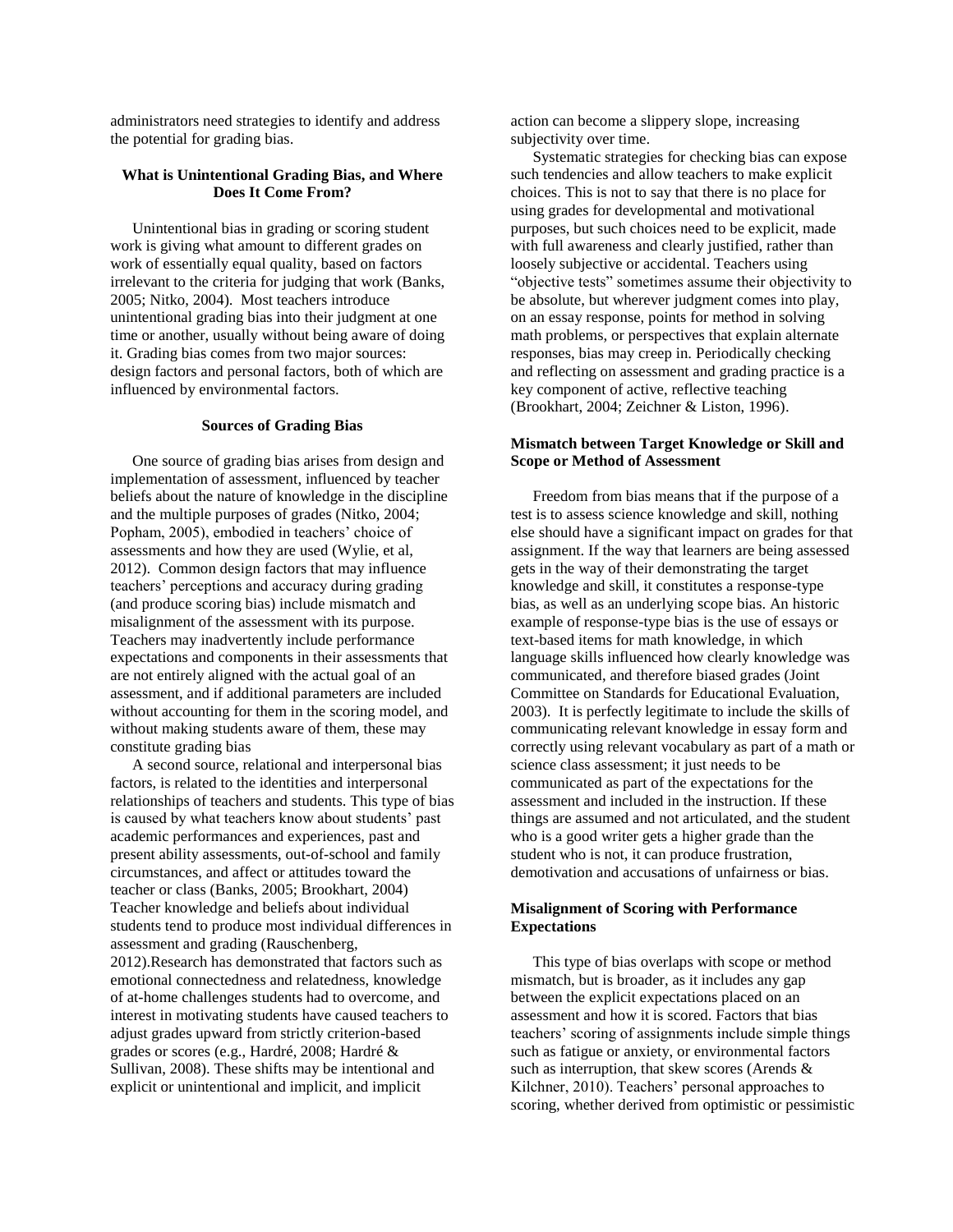administrators need strategies to identify and address the potential for grading bias.

### What is Unintentional Grading Bias, and Where Does It Come From?

Unintentional bias in grading or scoring student work is giving what amount to different grades on work of essentially equal quality, based on factors irrelevant to the criteria for judging that work (Banks, 2005; Nitko, 2004). Most teachers introduce unintentional grading bias into their judgment at one time or another, usually without being aware of doing it. Grading bias comes from two major sources: design factors and personal factors, both of which are influenced by environmental factors.

### Sources of Grading Bias

One source of grading bias arises from design and implementation of assessment, influenced by teacher beliefs about the nature of knowledge in the discipline and the multiple purposes of grades (Nitko, 2004; Popham, 2005), embodied in teachers' choice of assessments and how they are used (Wylie, et al, 2012). Common design factors that may influence teachers' perceptions and accuracy during grading (and produce scoring bias) include mismatch and misalignment of the assessment with its purpose. Teachers may inadvertently include performance expectations and components in their assessments that are not entirely aligned with the actual goal of an assessment, and if additional parameters are included without accounting for them in the scoring model, and without making students aware of them, these may constitute grading bias

A second source, relational and interpersonal bias factors, is related to the identities and interpersonal relationships of teachers and students. This type of bias is caused by what teachers know about students' past academic performances and experiences, past and present ability assessments, out-of-school and family circumstances, and affect or attitudes toward the teacher or class (Banks, 2005; Brookhart, 2004) Teacher knowledge and beliefs about individual students tend to produce most individual differences in assessment and grading (Rauschenberg, 2012).Research has demonstrated that factors such as emotional connectedness and relatedness, knowledge of at-home challenges students had to overcome, and interest in motivating students have caused teachers to adjust grades upward from strictly criterion-based grades or scores (e.g., Hardré, 2008; Hardré & Sullivan, 2008). These shifts may be intentional and explicit or unintentional and implicit, and implicit action can become a slippery slope, increasing subjectivity over time.

Systematic strategies for checking bias can expose such tendencies and allow teachers to make explicit choices. This is not to say that there is no place for using grades for developmental and motivational purposes, but such choices need to be explicit, made with full awareness and clearly justified, rather than loosely subjective or accidental. Teachers using "objective tests" sometimes assume their objectivity to be absolute, but wherever judgment comes into play, on an essay response, points for method in solving math problems, or perspectives that explain alternate responses, bias may creep in. Periodically checking and reflecting on assessment and grading practice is a key component of active, reflective teaching (Brookhart, 2004; Zeichner & Liston, 1996).

#### Mismatch between Target Knowledge or Skill and Scope or Method of Assessment

Freedom from bias means that if the purpose of a test is to assess science knowledge and skill, nothing else should have a significant impact on grades for that assignment. If the way that learners are being assessed gets in the way of their demonstrating the target knowledge and skill, it constitutes a response-type bias, as well as an underlying scope bias. An historic example of response-type bias is the use of essays or text-based items for math knowledge, in which language skills influenced how clearly knowledge was communicated, and therefore biased grades (Joint Committee on Standards for Educational Evaluation, 2003). It is perfectly legitimate to include the skills of communicating relevant knowledge in essay form and correctly using relevant vocabulary as part of a math or science class assessment; it just needs to be communicated as part of the expectations for the assessment and included in the instruction. If these things are assumed and not articulated, and the student who is a good writer gets a higher grade than the student who is not, it can produce frustration, demotivation and accusations of unfairness or bias.

#### Misalignment of Scoring with Performance Expectations

This type of bias overlaps with scope or method mismatch, but is broader, as it includes any gap between the explicit expectations placed on an assessment and how it is scored. Factors that bias teachers' scoring of assignments include simple things such as fatigue or anxiety, or environmental factors such as interruption, that skew scores (Arends & Kilchner, 2010). Teachers' personal approaches to scoring, whether derived from optimistic or pessimistic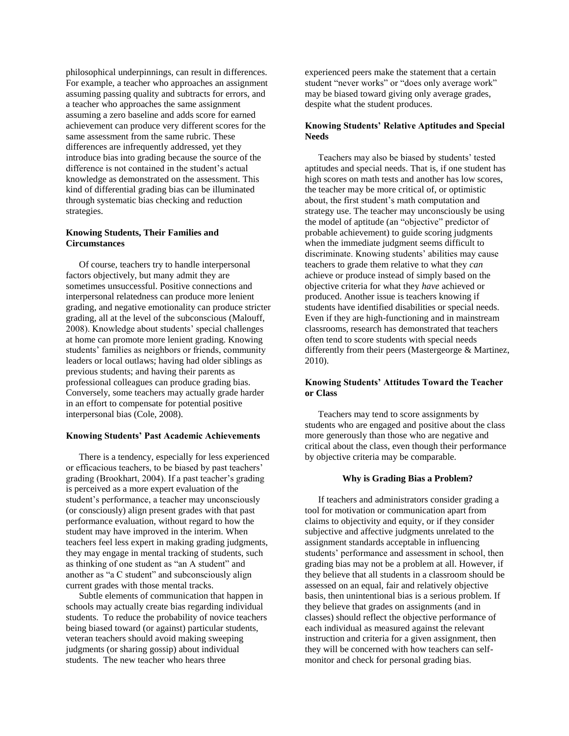philosophical underpinnings, can result in differences. For example, a teacher who approaches an assignment assuming passing quality and subtracts for errors, and a teacher who approaches the same assignment assuming a zero baseline and adds score for earned achievement can produce very different scores for the same assessment from the same rubric. These differences are infrequently addressed, yet they introduce bias into grading because the source of the difference is not contained in the student's actual knowledge as demonstrated on the assessment. This kind of differential grading bias can be illuminated through systematic bias checking and reduction strategies.

### Knowing Students, Their Families and Circumstances

Of course, teachers try to handle interpersonal factors objectively, but many admit they are sometimes unsuccessful. Positive connections and interpersonal relatedness can produce more lenient grading, and negative emotionality can produce stricter grading, all at the level of the subconscious (Malouff, 2008). Knowledge about students' special challenges at home can promote more lenient grading. Knowing students' families as neighbors or friends, community leaders or local outlaws; having had older siblings as previous students; and having their parents as professional colleagues can produce grading bias. Conversely, some teachers may actually grade harder in an effort to compensate for potential positive interpersonal bias (Cole, 2008).

### Knowing Students' Past Academic Achievements

There is a tendency, especially for less experienced or efficacious teachers, to be biased by past teachers' grading (Brookhart, 2004). If a past teacher's grading is perceived as a more expert evaluation of the student's performance, a teacher may unconsciously (or consciously) align present grades with that past performance evaluation, without regard to how the student may have improved in the interim. When teachers feel less expert in making grading judgments, they may engage in mental tracking of students, such as thinking of one student as "an A student" and another as "a C student" and subconsciously align current grades with those mental tracks.

Subtle elements of communication that happen in schools may actually create bias regarding individual students. To reduce the probability of novice teachers being biased toward (or against) particular students, veteran teachers should avoid making sweeping judgments (or sharing gossip) about individual students. The new teacher who hears three experienced peers make the statement that a certain student "never works" or "does only average work" may be biased toward giving only average grades, despite what the student produces.

### Knowing Students' Relative Aptitudes and Special Needs

Teachers may also be biased by students' tested aptitudes and special needs. That is, if one student has high scores on math tests and another has low scores, the teacher may be more critical of, or optimistic about, the first student's math computation and strategy use. The teacher may unconsciously be using the model of aptitude (an "objective" predictor of probable achievement) to guide scoring judgments when the immediate judgment seems difficult to discriminate. Knowing students' abilities may cause teachers to grade them relative to what they *can* achieve or produce instead of simply based on the objective criteria for what they *have* achieved or produced. Another issue is teachers knowing if students have identified disabilities or special needs. Even if they are high-functioning and in mainstream classrooms, research has demonstrated that teachers often tend to score students with special needs differently from their peers (Mastergeorge & Martinez, 2010).

### Knowing Students' Attitudes Toward the Teacher or Class

Teachers may tend to score assignments by students who are engaged and positive about the class more generously than those who are negative and critical about the class, even though their performance by objective criteria may be comparable.

## Why is Grading Bias a Problem?

If teachers and administrators consider grading a tool for motivation or communication apart from claims to objectivity and equity, or if they consider subjective and affective judgments unrelated to the assignment standards acceptable in influencing students' performance and assessment in school, then grading bias may not be a problem at all. However, if they believe that all students in a classroom should be assessed on an equal, fair and relatively objective basis, then unintentional bias is a serious problem. If they believe that grades on assignments (and in classes) should reflect the objective performance of each individual as measured against the relevant instruction and criteria for a given assignment, then they will be concerned with how teachers can self-monitor and check for personal grading bias.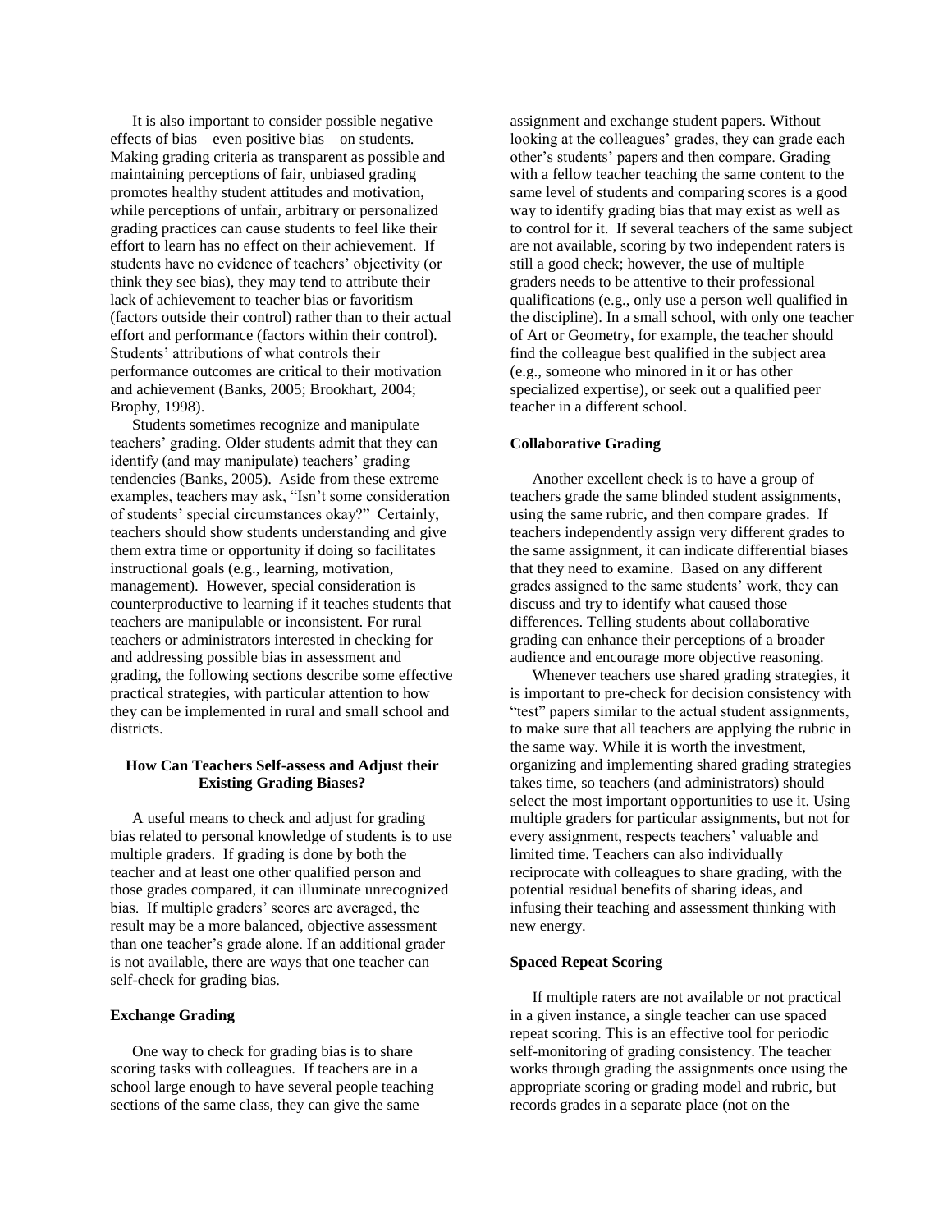It is also important to consider possible negative effects of bias—even positive bias—on students. Making grading criteria as transparent as possible and maintaining perceptions of fair, unbiased grading promotes healthy student attitudes and motivation, while perceptions of unfair, arbitrary or personalized grading practices can cause students to feel like their effort to learn has no effect on their achievement. If students have no evidence of teachers' objectivity (or think they see bias), they may tend to attribute their lack of achievement to teacher bias or favoritism (factors outside their control) rather than to their actual effort and performance (factors within their control). Students' attributions of what controls their performance outcomes are critical to their motivation and achievement (Banks, 2005; Brookhart, 2004; Brophy, 1998).

Students sometimes recognize and manipulate teachers' grading. Older students admit that they can identify (and may manipulate) teachers' grading tendencies (Banks, 2005). Aside from these extreme examples, teachers may ask, "Isn't some consideration of students' special circumstances okay?" Certainly, teachers should show students understanding and give them extra time or opportunity if doing so facilitates instructional goals (e.g., learning, motivation, management). However, special consideration is counterproductive to learning if it teaches students that teachers are manipulable or inconsistent. For rural teachers or administrators interested in checking for and addressing possible bias in assessment and grading, the following sections describe some effective practical strategies, with particular attention to how they can be implemented in rural and small school and districts.

## How Can Teachers Self-assess and Adjust their Existing Grading Biases?

A useful means to check and adjust for grading bias related to personal knowledge of students is to use multiple graders. If grading is done by both the teacher and at least one other qualified person and those grades compared, it can illuminate unrecognized bias. If multiple graders' scores are averaged, the result may be a more balanced, objective assessment than one teacher's grade alone. If an additional grader is not available, there are ways that one teacher can self-check for grading bias.

### Exchange Grading

One way to check for grading bias is to share scoring tasks with colleagues. If teachers are in a school large enough to have several people teaching sections of the same class, they can give the same assignment and exchange student papers. Without looking at the colleagues' grades, they can grade each other's students' papers and then compare. Grading with a fellow teacher teaching the same content to the same level of students and comparing scores is a good way to identify grading bias that may exist as well as to control for it. If several teachers of the same subject are not available, scoring by two independent raters is still a good check; however, the use of multiple graders needs to be attentive to their professional qualifications (e.g., only use a person well qualified in the discipline). In a small school, with only one teacher of Art or Geometry, for example, the teacher should find the colleague best qualified in the subject area (e.g., someone who minored in it or has other specialized expertise), or seek out a qualified peer teacher in a different school.

### Collaborative Grading

Another excellent check is to have a group of teachers grade the same blinded student assignments, using the same rubric, and then compare grades. If teachers independently assign very different grades to the same assignment, it can indicate differential biases that they need to examine. Based on any different grades assigned to the same students' work, they can discuss and try to identify what caused those differences. Telling students about collaborative grading can enhance their perceptions of a broader audience and encourage more objective reasoning.

Whenever teachers use shared grading strategies, it is important to pre-check for decision consistency with "test" papers similar to the actual student assignments, to make sure that all teachers are applying the rubric in the same way. While it is worth the investment, organizing and implementing shared grading strategies takes time, so teachers (and administrators) should select the most important opportunities to use it. Using multiple graders for particular assignments, but not for every assignment, respects teachers' valuable and limited time. Teachers can also individually reciprocate with colleagues to share grading, with the potential residual benefits of sharing ideas, and infusing their teaching and assessment thinking with new energy.

### Spaced Repeat Scoring

If multiple raters are not available or not practical in a given instance, a single teacher can use spaced repeat scoring. This is an effective tool for periodic self-monitoring of grading consistency. The teacher works through grading the assignments once using the appropriate scoring or grading model and rubric, but records grades in a separate place (not on the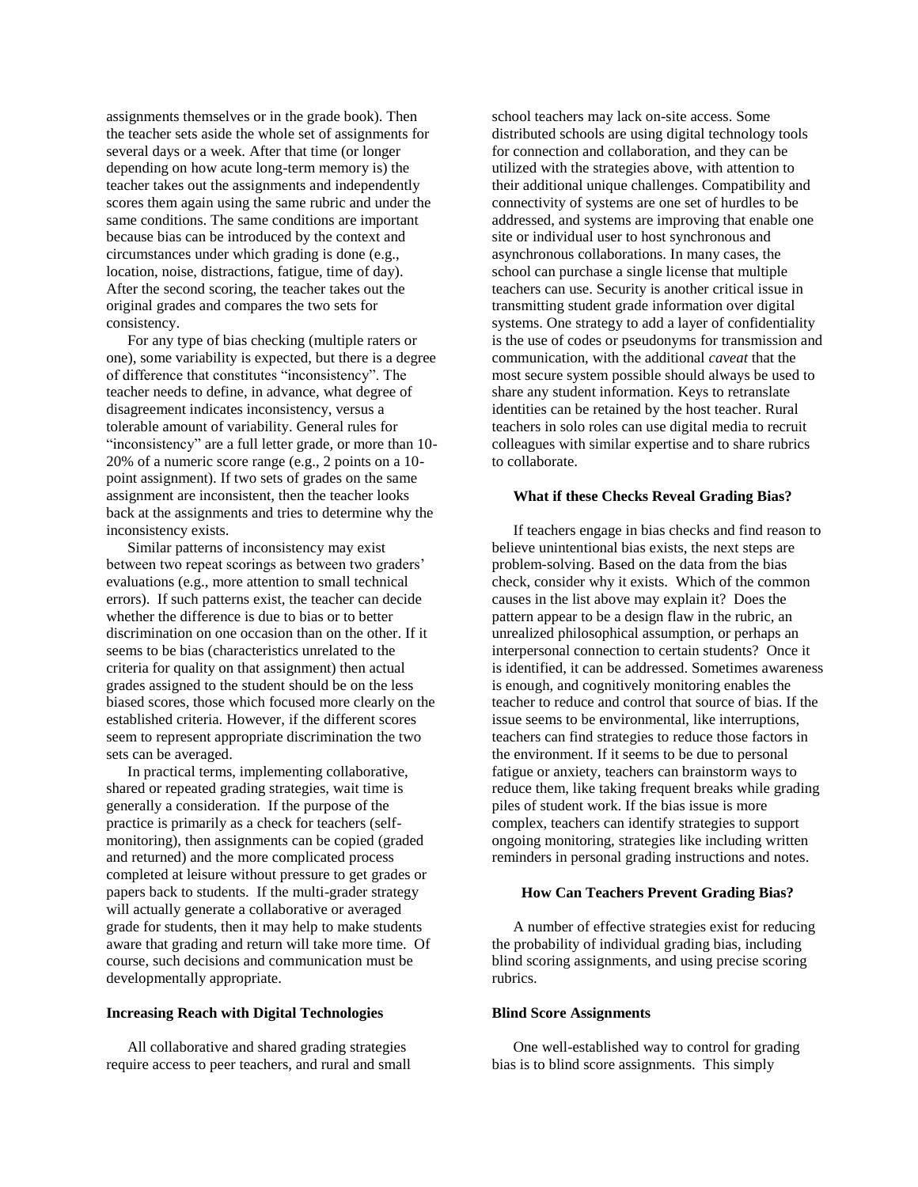assignments themselves or in the grade book). Then the teacher sets aside the whole set of assignments for several days or a week. After that time (or longer depending on how acute long-term memory is) the teacher takes out the assignments and independently scores them again using the same rubric and under the same conditions. The same conditions are important because bias can be introduced by the context and circumstances under which grading is done (e.g., location, noise, distractions, fatigue, time of day). After the second scoring, the teacher takes out the original grades and compares the two sets for consistency.

For any type of bias checking (multiple raters or one), some variability is expected, but there is a degree of difference that constitutes "inconsistency". The teacher needs to define, in advance, what degree of disagreement indicates inconsistency, versus a tolerable amount of variability. General rules for "inconsistency" are a full letter grade, or more than 10-20% of a numeric score range (e.g., 2 points on a 10-point assignment). If two sets of grades on the same assignment are inconsistent, then the teacher looks back at the assignments and tries to determine why the inconsistency exists.

Similar patterns of inconsistency may exist between two repeat scorings as between two graders' evaluations (e.g., more attention to small technical errors). If such patterns exist, the teacher can decide whether the difference is due to bias or to better discrimination on one occasion than on the other. If it seems to be bias (characteristics unrelated to the criteria for quality on that assignment) then actual grades assigned to the student should be on the less biased scores, those which focused more clearly on the established criteria. However, if the different scores seem to represent appropriate discrimination the two sets can be averaged.

In practical terms, implementing collaborative, shared or repeated grading strategies, wait time is generally a consideration. If the purpose of the practice is primarily as a check for teachers (self-monitoring), then assignments can be copied (graded and returned) and the more complicated process completed at leisure without pressure to get grades or papers back to students. If the multi-grader strategy will actually generate a collaborative or averaged grade for students, then it may help to make students aware that grading and return will take more time. Of course, such decisions and communication must be developmentally appropriate.

**Increasing Reach with Digital Technologies**

All collaborative and shared grading strategies require access to peer teachers, and rural and small school teachers may lack on-site access. Some distributed schools are using digital technology tools for connection and collaboration, and they can be utilized with the strategies above, with attention to their additional unique challenges. Compatibility and connectivity of systems are one set of hurdles to be addressed, and systems are improving that enable one site or individual user to host synchronous and asynchronous collaborations. In many cases, the school can purchase a single license that multiple teachers can use. Security is another critical issue in transmitting student grade information over digital systems. One strategy to add a layer of confidentiality is the use of codes or pseudonyms for transmission and communication, with the additional *caveat* that the most secure system possible should always be used to share any student information. Keys to retranslate identities can be retained by the host teacher. Rural teachers in solo roles can use digital media to recruit colleagues with similar expertise and to share rubrics to collaborate.

**What if these Checks Reveal Grading Bias?**

If teachers engage in bias checks and find reason to believe unintentional bias exists, the next steps are problem-solving. Based on the data from the bias check, consider why it exists. Which of the common causes in the list above may explain it? Does the pattern appear to be a design flaw in the rubric, an unrealized philosophical assumption, or perhaps an interpersonal connection to certain students? Once it is identified, it can be addressed. Sometimes awareness is enough, and cognitively monitoring enables the teacher to reduce and control that source of bias. If the issue seems to be environmental, like interruptions, teachers can find strategies to reduce those factors in the environment. If it seems to be due to personal fatigue or anxiety, teachers can brainstorm ways to reduce them, like taking frequent breaks while grading piles of student work. If the bias issue is more complex, teachers can identify strategies to support ongoing monitoring, strategies like including written reminders in personal grading instructions and notes.

**How Can Teachers Prevent Grading Bias?**

A number of effective strategies exist for reducing the probability of individual grading bias, including blind scoring assignments, and using precise scoring rubrics.

**Blind Score Assignments**

One well-established way to control for grading bias is to blind score assignments. This simply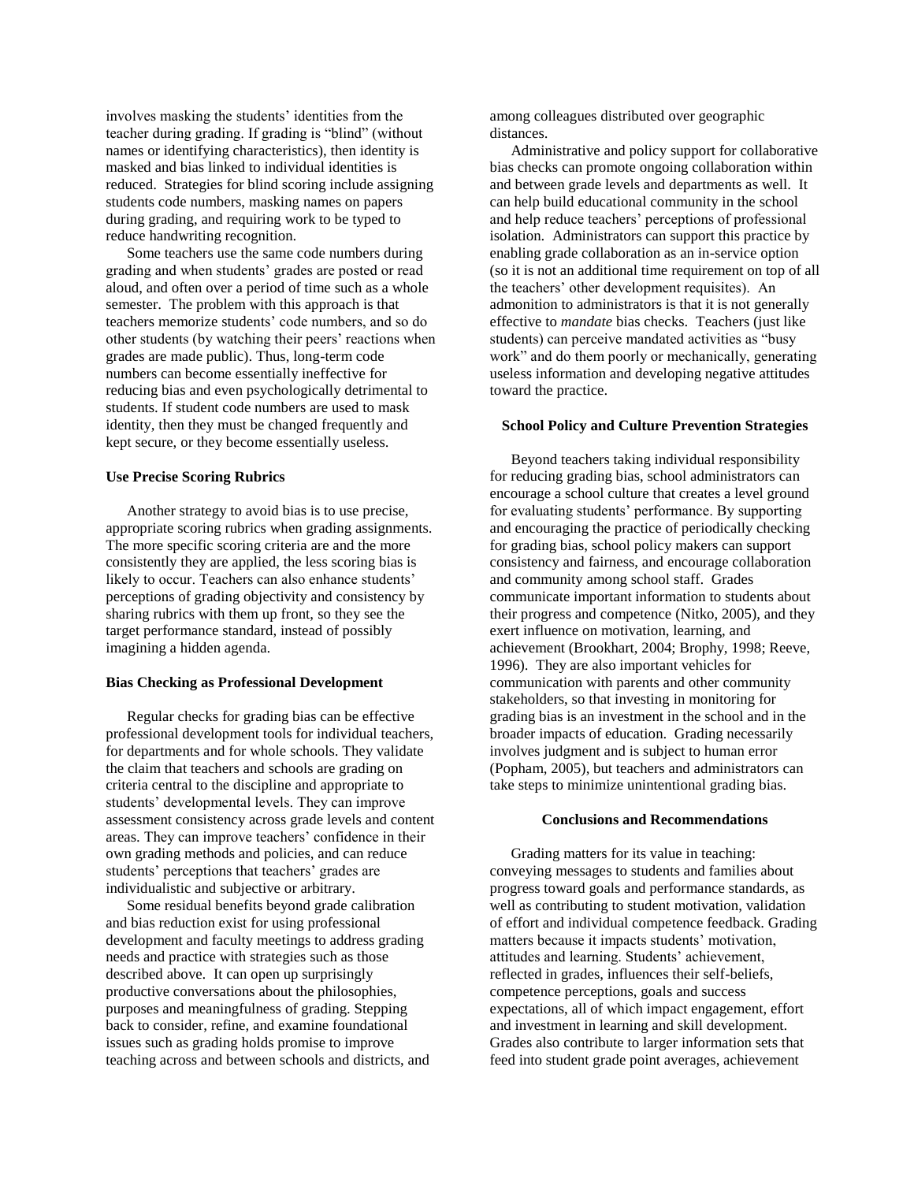involves masking the students' identities from the teacher during grading. If grading is "blind" (without names or identifying characteristics), then identity is masked and bias linked to individual identities is reduced. Strategies for blind scoring include assigning students code numbers, masking names on papers during grading, and requiring work to be typed to reduce handwriting recognition.

Some teachers use the same code numbers during grading and when students' grades are posted or read aloud, and often over a period of time such as a whole semester. The problem with this approach is that teachers memorize students' code numbers, and so do other students (by watching their peers' reactions when grades are made public). Thus, long-term code numbers can become essentially ineffective for reducing bias and even psychologically detrimental to students. If student code numbers are used to mask identity, then they must be changed frequently and kept secure, or they become essentially useless.

**Use Precise Scoring Rubrics**

Another strategy to avoid bias is to use precise, appropriate scoring rubrics when grading assignments. The more specific scoring criteria are and the more consistently they are applied, the less scoring bias is likely to occur. Teachers can also enhance students' perceptions of grading objectivity and consistency by sharing rubrics with them up front, so they see the target performance standard, instead of possibly imagining a hidden agenda.

**Bias Checking as Professional Development**

Regular checks for grading bias can be effective professional development tools for individual teachers, for departments and for whole schools. They validate the claim that teachers and schools are grading on criteria central to the discipline and appropriate to students' developmental levels. They can improve assessment consistency across grade levels and content areas. They can improve teachers' confidence in their own grading methods and policies, and can reduce students' perceptions that teachers' grades are individualistic and subjective or arbitrary.

Some residual benefits beyond grade calibration and bias reduction exist for using professional development and faculty meetings to address grading needs and practice with strategies such as those described above. It can open up surprisingly productive conversations about the philosophies, purposes and meaningfulness of grading. Stepping back to consider, refine, and examine foundational issues such as grading holds promise to improve teaching across and between schools and districts, and among colleagues distributed over geographic distances.

Administrative and policy support for collaborative bias checks can promote ongoing collaboration within and between grade levels and departments as well. It can help build educational community in the school and help reduce teachers' perceptions of professional isolation. Administrators can support this practice by enabling grade collaboration as an in-service option (so it is not an additional time requirement on top of all the teachers' other development requisites). An admonition to administrators is that it is not generally effective to *mandate* bias checks. Teachers (just like students) can perceive mandated activities as "busy work" and do them poorly or mechanically, generating useless information and developing negative attitudes toward the practice.

**School Policy and Culture Prevention Strategies**

Beyond teachers taking individual responsibility for reducing grading bias, school administrators can encourage a school culture that creates a level ground for evaluating students' performance. By supporting and encouraging the practice of periodically checking for grading bias, school policy makers can support consistency and fairness, and encourage collaboration and community among school staff. Grades communicate important information to students about their progress and competence (Nitko, 2005), and they exert influence on motivation, learning, and achievement (Brookhart, 2004; Brophy, 1998; Reeve, 1996). They are also important vehicles for communication with parents and other community stakeholders, so that investing in monitoring for grading bias is an investment in the school and in the broader impacts of education. Grading necessarily involves judgment and is subject to human error (Popham, 2005), but teachers and administrators can take steps to minimize unintentional grading bias.

## Conclusions and Recommendations

Grading matters for its value in teaching: conveying messages to students and families about progress toward goals and performance standards, as well as contributing to student motivation, validation of effort and individual competence feedback. Grading matters because it impacts students' motivation, attitudes and learning. Students' achievement, reflected in grades, influences their self-beliefs, competence perceptions, goals and success expectations, all of which impact engagement, effort and investment in learning and skill development. Grades also contribute to larger information sets that feed into student grade point averages, achievement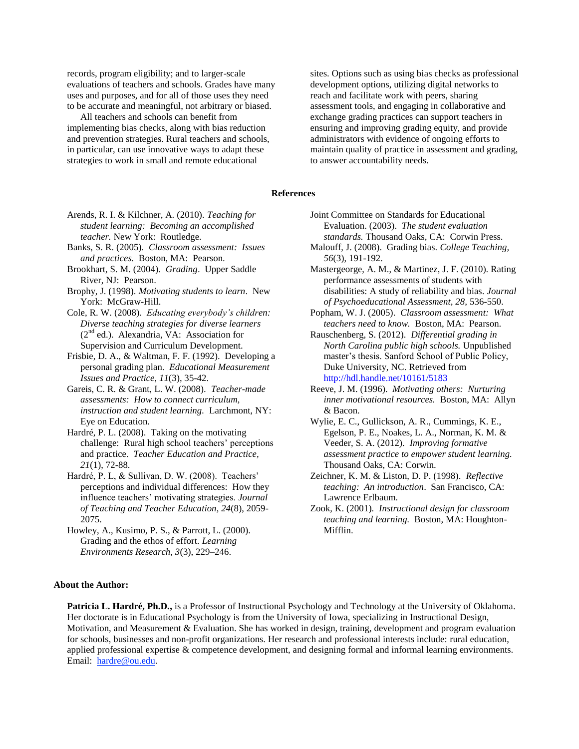records, program eligibility; and to larger-scale evaluations of teachers and schools. Grades have many uses and purposes, and for all of those uses they need to be accurate and meaningful, not arbitrary or biased.

All teachers and schools can benefit from implementing bias checks, along with bias reduction and prevention strategies. Rural teachers and schools, in particular, can use innovative ways to adapt these strategies to work in small and remote educational sites. Options such as using bias checks as professional development options, utilizing digital networks to reach and facilitate work with peers, sharing assessment tools, and engaging in collaborative and exchange grading practices can support teachers in ensuring and improving grading equity, and provide administrators with evidence of ongoing efforts to maintain quality of practice in assessment and grading, to answer accountability needs.

## References

Arends, R. I. & Kilchner, A. (2010). *Teaching for student learning: Becoming an accomplished teacher.* New York: Routledge.

Banks, S. R. (2005). *Classroom assessment: Issues and practices.* Boston, MA: Pearson.

Brookhart, S. M. (2004). *Grading*. Upper Saddle River, NJ: Pearson.

Brophy, J. (1998). *Motivating students to learn*. New York: McGraw-Hill.

Cole, R. W. (2008). *Educating everybody's children: Diverse teaching strategies for diverse learners* (2nd ed.). Alexandria, VA: Association for Supervision and Curriculum Development.

Frisbie, D. A., & Waltman, F. F. (1992). Developing a personal grading plan. *Educational Measurement Issues and Practice*, *11*(3), 35-42.

Gareis, C. R. & Grant, L. W. (2008). *Teacher-made assessments: How to connect curriculum, instruction and student learning*. Larchmont, NY: Eye on Education.

Hardré, P. L. (2008). Taking on the motivating challenge: Rural high school teachers' perceptions and practice. *Teacher Education and Practice, 21*(1), 72-88.

Hardré, P. L, & Sullivan, D. W. (2008). Teachers' perceptions and individual differences: How they influence teachers' motivating strategies. *Journal of Teaching and Teacher Education, 24*(8), 2059-2075.

Howley, A., Kusimo, P. S., & Parrott, L. (2000). Grading and the ethos of effort. *Learning Environments Research, 3*(3), 229–246.

Joint Committee on Standards for Educational Evaluation. (2003). *The student evaluation standards.* Thousand Oaks, CA: Corwin Press.

Malouff, J. (2008). Grading bias. *College Teaching, 56*(3), 191-192.

Mastergeorge, A. M., & Martinez, J. F. (2010). Rating performance assessments of students with disabilities: A study of reliability and bias. *Journal of Psychoeducational Assessment, 28,* 536-550.

Popham, W. J. (2005). *Classroom assessment: What teachers need to know.* Boston, MA: Pearson.

Rauschenberg, S. (2012). *Differential grading in North Carolina public high schools.* Unpublished master's thesis. Sanford School of Public Policy, Duke University, NC. Retrieved from http://hdl.handle.net/10161/5183

Reeve, J. M. (1996). *Motivating others: Nurturing inner motivational resources.* Boston, MA: Allyn & Bacon.

Wylie, E. C., Gullickson, A. R., Cummings, K. E., Egelson, P. E., Noakes, L. A., Norman, K. M. & Veeder, S. A. (2012). *Improving formative assessment practice to empower student learning.* Thousand Oaks, CA: Corwin.

Zeichner, K. M. & Liston, D. P. (1998). *Reflective teaching: An introduction*. San Francisco, CA: Lawrence Erlbaum.

Zook, K. (2001). *Instructional design for classroom teaching and learning.* Boston, MA: Houghton-Mifflin.

**About the Author:**

**Patricia L. Hardré, Ph.D.,** is a Professor of Instructional Psychology and Technology at the University of Oklahoma. Her doctorate is in Educational Psychology is from the University of Iowa, specializing in Instructional Design, Motivation, and Measurement & Evaluation. She has worked in design, training, development and program evaluation for schools, businesses and non-profit organizations. Her research and professional interests include: rural education, applied professional expertise & competence development, and designing formal and informal learning environments. Email: hardre@ou.edu.